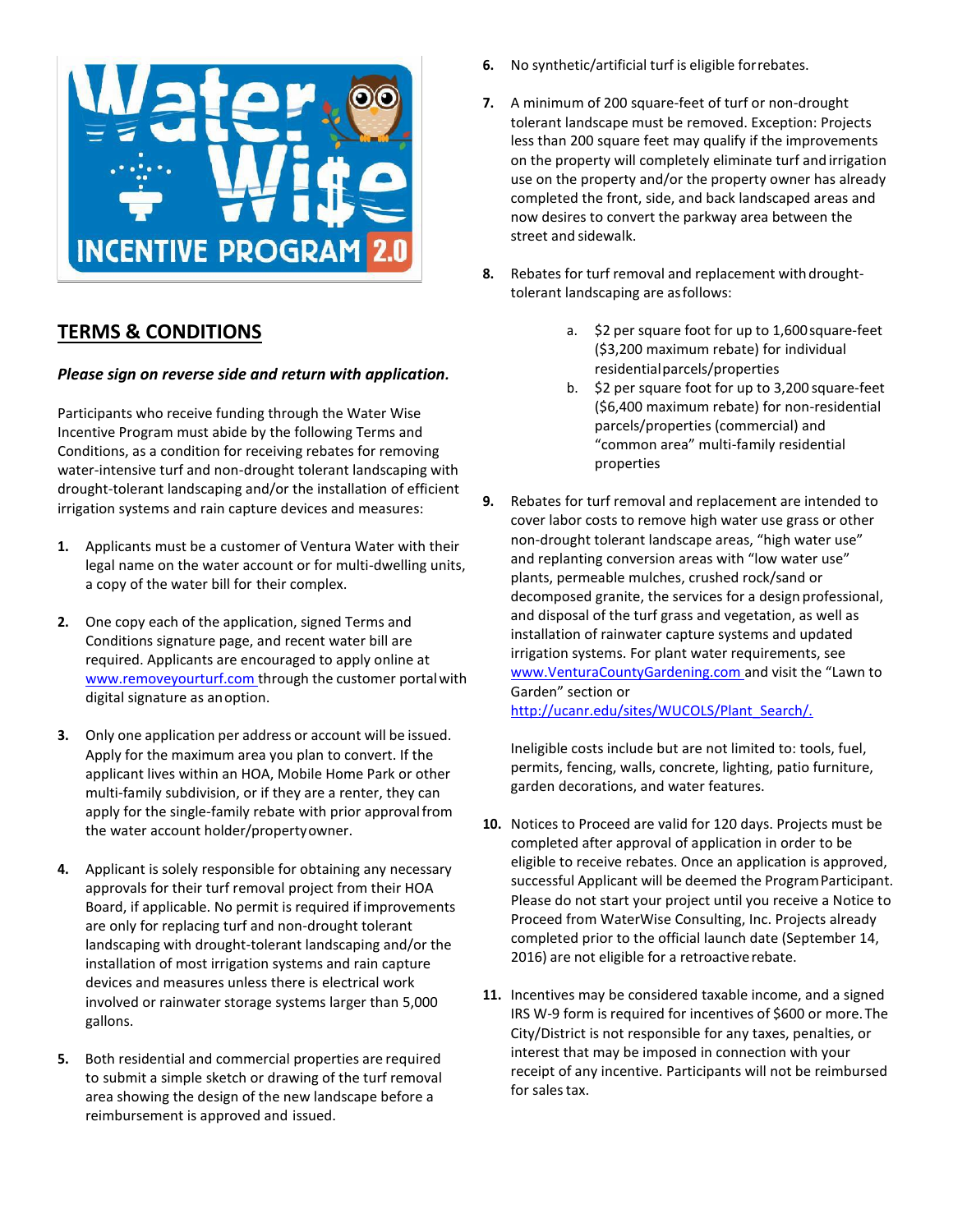## TERMS & CONDITIONS

***Please sign on reverse side and return with application.***

Participants who receive funding through the Water Wise Incentive Program must abide by the following Terms and Conditions, as a condition for receiving rebates for removing water-intensive turf and non-drought tolerant landscaping with drought-tolerant landscaping and/or the installation of efficient irrigation systems and rain capture devices and measures:

1. Applicants must be a customer of Ventura Water with their legal name on the water account or for multi-dwelling units, a copy of the water bill for their complex.

2. One copy each of the application, signed Terms and Conditions signature page, and recent water bill are required. Applicants are encouraged to apply online at www.removeyourturf.com through the customer portal with digital signature as an option.

3. Only one application per address or account will be issued. Apply for the maximum area you plan to convert. If the applicant lives within an HOA, Mobile Home Park or other multi-family subdivision, or if they are a renter, they can apply for the single-family rebate with prior approval from the water account holder/property owner.

4. Applicant is solely responsible for obtaining any necessary approvals for their turf removal project from their HOA Board, if applicable. No permit is required if improvements are only for replacing turf and non-drought tolerant landscaping with drought-tolerant landscaping and/or the installation of most irrigation systems and rain capture devices and measures unless there is electrical work involved or rainwater storage systems larger than 5,000 gallons.

5. Both residential and commercial properties are required to submit a simple sketch or drawing of the turf removal area showing the design of the new landscape before a reimbursement is approved and issued.

6. No synthetic/artificial turf is eligible for rebates.

7. A minimum of 200 square-feet of turf or non-drought tolerant landscape must be removed. Exception: Projects less than 200 square feet may qualify if the improvements on the property will completely eliminate turf and irrigation use on the property and/or the property owner has already completed the front, side, and back landscaped areas and now desires to convert the parkway area between the street and sidewalk.

8. Rebates for turf removal and replacement with drought-tolerant landscaping are as follows:

   a. $2 per square foot for up to 1,600 square-feet ($3,200 maximum rebate) for individual residential parcels/properties
   b. $2 per square foot for up to 3,200 square-feet ($6,400 maximum rebate) for non-residential parcels/properties (commercial) and "common area" multi-family residential properties

9. Rebates for turf removal and replacement are intended to cover labor costs to remove high water use grass or other non-drought tolerant landscape areas, "high water use" and replanting conversion areas with "low water use" plants, permeable mulches, crushed rock/sand or decomposed granite, the services for a design professional, and disposal of the turf grass and vegetation, as well as installation of rainwater capture systems and updated irrigation systems. For plant water requirements, see www.VenturaCountyGardening.com and visit the "Lawn to Garden" section or http://ucanr.edu/sites/WUCOLS/Plant_Search/.

   Ineligible costs include but are not limited to: tools, fuel, permits, fencing, walls, concrete, lighting, patio furniture, garden decorations, and water features.

10. Notices to Proceed are valid for 120 days. Projects must be completed after approval of application in order to be eligible to receive rebates. Once an application is approved, successful Applicant will be deemed the Program Participant. Please do not start your project until you receive a Notice to Proceed from WaterWise Consulting, Inc. Projects already completed prior to the official launch date (September 14, 2016) are not eligible for a retroactive rebate.

11. Incentives may be considered taxable income, and a signed IRS W-9 form is required for incentives of $600 or more. The City/District is not responsible for any taxes, penalties, or interest that may be imposed in connection with your receipt of any incentive. Participants will not be reimbursed for sales tax.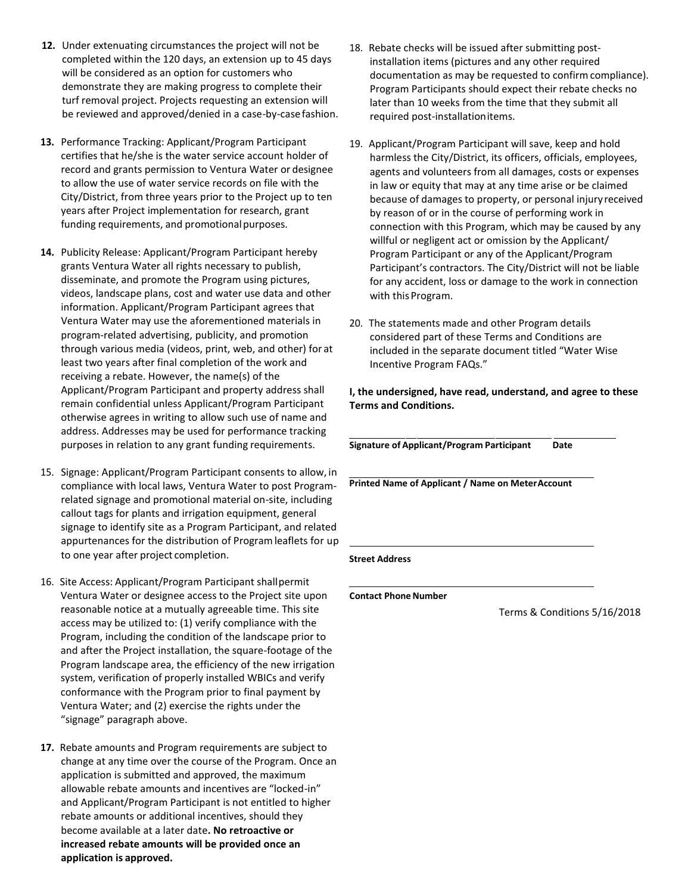12. Under extenuating circumstances the project will not be completed within the 120 days, an extension up to 45 days will be considered as an option for customers who demonstrate they are making progress to complete their turf removal project. Projects requesting an extension will be reviewed and approved/denied in a case-by-case fashion.

13. Performance Tracking: Applicant/Program Participant certifies that he/she is the water service account holder of record and grants permission to Ventura Water or designee to allow the use of water service records on file with the City/District, from three years prior to the Project up to ten years after Project implementation for research, grant funding requirements, and promotional purposes.

14. Publicity Release: Applicant/Program Participant hereby grants Ventura Water all rights necessary to publish, disseminate, and promote the Program using pictures, videos, landscape plans, cost and water use data and other information. Applicant/Program Participant agrees that Ventura Water may use the aforementioned materials in program-related advertising, publicity, and promotion through various media (videos, print, web, and other) for at least two years after final completion of the work and receiving a rebate. However, the name(s) of the Applicant/Program Participant and property address shall remain confidential unless Applicant/Program Participant otherwise agrees in writing to allow such use of name and address. Addresses may be used for performance tracking purposes in relation to any grant funding requirements.

15. Signage: Applicant/Program Participant consents to allow, in compliance with local laws, Ventura Water to post Program-related signage and promotional material on-site, including callout tags for plants and irrigation equipment, general signage to identify site as a Program Participant, and related appurtenances for the distribution of Program leaflets for up to one year after project completion.

16. Site Access: Applicant/Program Participant shall permit Ventura Water or designee access to the Project site upon reasonable notice at a mutually agreeable time. This site access may be utilized to: (1) verify compliance with the Program, including the condition of the landscape prior to and after the Project installation, the square-footage of the Program landscape area, the efficiency of the new irrigation system, verification of properly installed WBICs and verify conformance with the Program prior to final payment by Ventura Water; and (2) exercise the rights under the "signage" paragraph above.

17. Rebate amounts and Program requirements are subject to change at any time over the course of the Program. Once an application is submitted and approved, the maximum allowable rebate amounts and incentives are "locked-in" and Applicant/Program Participant is not entitled to higher rebate amounts or additional incentives, should they become available at a later date. **No retroactive or increased rebate amounts will be provided once an application is approved.**

18. Rebate checks will be issued after submitting post-installation items (pictures and any other required documentation as may be requested to confirm compliance). Program Participants should expect their rebate checks no later than 10 weeks from the time that they submit all required post-installation items.

19. Applicant/Program Participant will save, keep and hold harmless the City/District, its officers, officials, employees, agents and volunteers from all damages, costs or expenses in law or equity that may at any time arise or be claimed because of damages to property, or personal injury received by reason of or in the course of performing work in connection with this Program, which may be caused by any willful or negligent act or omission by the Applicant/ Program Participant or any of the Applicant/Program Participant's contractors. The City/District will not be liable for any accident, loss or damage to the work in connection with this Program.

20. The statements made and other Program details considered part of these Terms and Conditions are included in the separate document titled "Water Wise Incentive Program FAQs."

**I, the undersigned, have read, understand, and agree to these Terms and Conditions.**

\_\_\_\_\_\_\_\_\_\_\_\_\_\_\_\_\_\_\_\_\_\_\_\_\_\_\_\_\_\_\_\_\_\_\_\_\_\_\_\_ \_\_\_\_\_\_\_\_\_\_\_\_\_\_

**Signature of Applicant/Program Participant Date**

\_\_\_\_\_\_\_\_\_\_\_\_\_\_\_\_\_\_\_\_\_\_\_\_\_\_\_\_\_\_\_\_\_\_\_\_\_\_\_\_\_\_\_\_\_\_\_\_\_\_\_\_

**Printed Name of Applicant / Name on Meter Account**

\_\_\_\_\_\_\_\_\_\_\_\_\_\_\_\_\_\_\_\_\_\_\_\_\_\_\_\_\_\_\_\_\_\_\_\_\_\_\_\_\_\_\_\_\_\_\_\_\_\_\_\_

**Street Address**

\_\_\_\_\_\_\_\_\_\_\_\_\_\_\_\_\_\_\_\_\_\_\_\_\_\_\_\_\_\_\_\_\_\_\_\_\_\_\_\_\_\_\_\_\_\_\_\_\_\_\_\_

**Contact Phone Number**

Terms & Conditions 5/16/2018